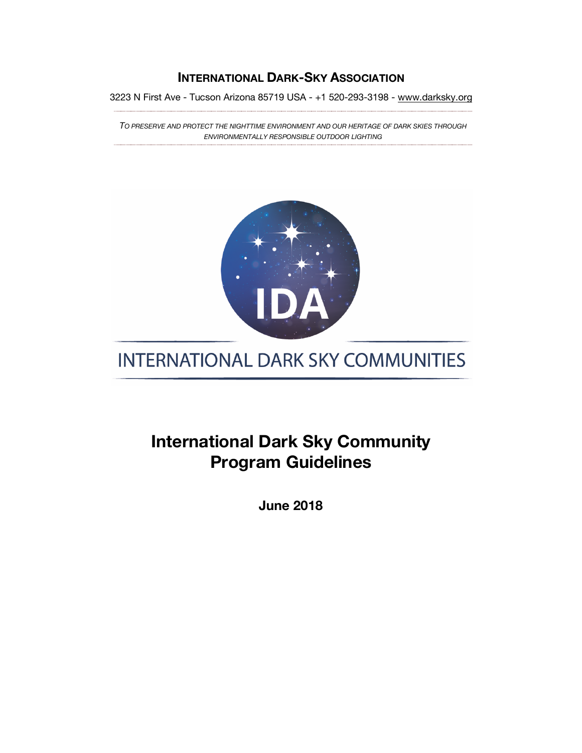**INTERNATIONAL DARK-SKY ASSOCIATION**

3223 N First Ave - Tucson Arizona 85719 USA - +1 520-293-3198 - www.darksky.org

*TO PRESERVE AND PROTECT THE NIGHTTIME ENVIRONMENT AND OUR HERITAGE OF DARK SKIES THROUGH ENVIRONMENTALLY RESPONSIBLE OUTDOOR LIGHTING*

IDA

INTERNATIONAL DARK SKY COMMUNITIES

# International Dark Sky Community Program Guidelines

**June 2018**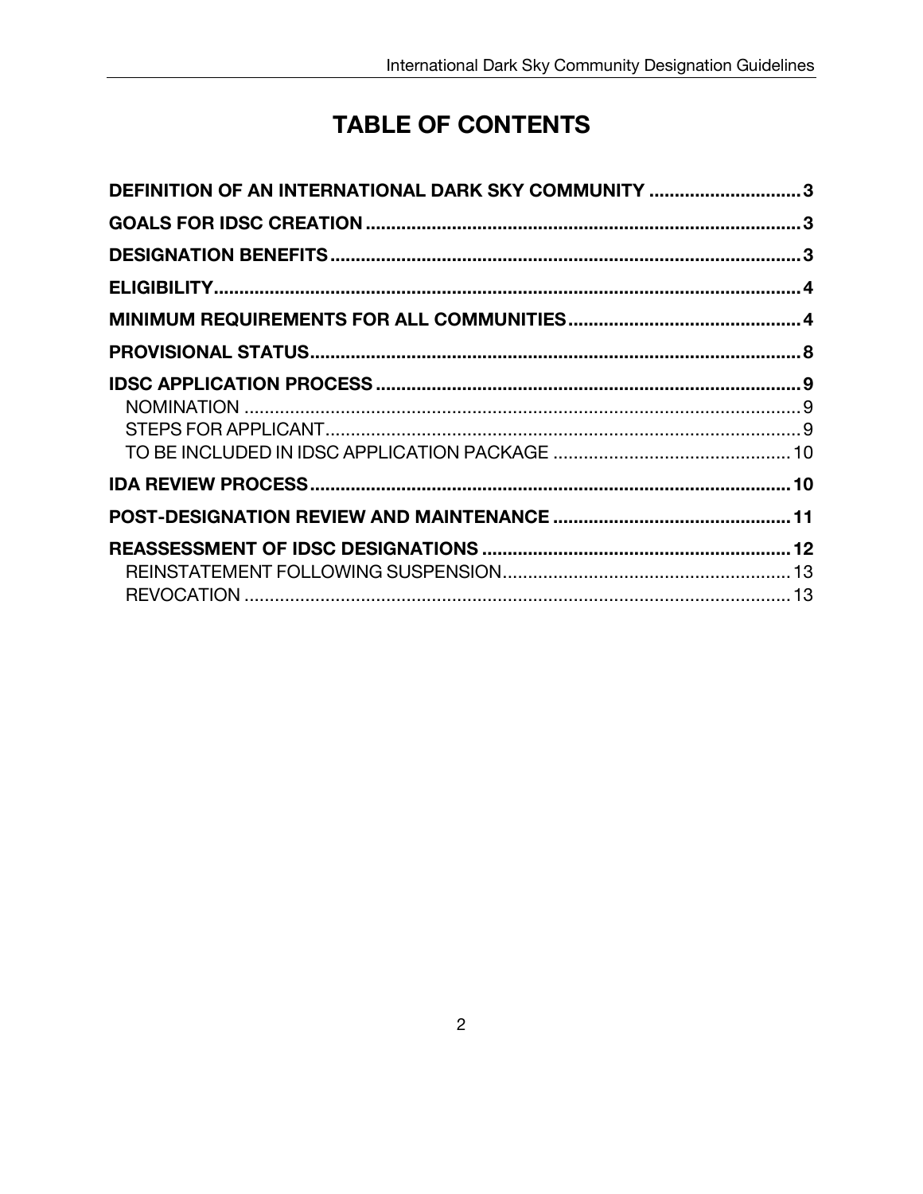# TABLE OF CONTENTS

**DEFINITION OF AN INTERNATIONAL DARK SKY COMMUNITY ..... 3**

**GOALS FOR IDSC CREATION ..... 3**

**DESIGNATION BENEFITS ..... 3**

**ELIGIBILITY ..... 4**

**MINIMUM REQUIREMENTS FOR ALL COMMUNITIES ..... 4**

**PROVISIONAL STATUS ..... 8**

**IDSC APPLICATION PROCESS ..... 9**

- NOMINATION ..... 9
- STEPS FOR APPLICANT ..... 9
- TO BE INCLUDED IN IDSC APPLICATION PACKAGE ..... 10

**IDA REVIEW PROCESS ..... 10**

**POST-DESIGNATION REVIEW AND MAINTENANCE ..... 11**

**REASSESSMENT OF IDSC DESIGNATIONS ..... 12**

- REINSTATEMENT FOLLOWING SUSPENSION ..... 13
- REVOCATION ..... 13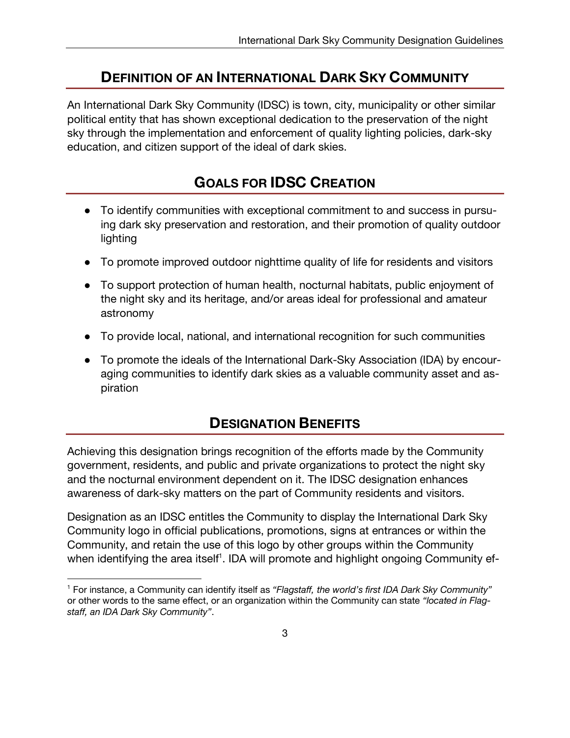## Definition of an International Dark Sky Community

An International Dark Sky Community (IDSC) is town, city, municipality or other similar political entity that has shown exceptional dedication to the preservation of the night sky through the implementation and enforcement of quality lighting policies, dark-sky education, and citizen support of the ideal of dark skies.

## Goals for IDSC Creation

- To identify communities with exceptional commitment to and success in pursuing dark sky preservation and restoration, and their promotion of quality outdoor lighting
- To promote improved outdoor nighttime quality of life for residents and visitors
- To support protection of human health, nocturnal habitats, public enjoyment of the night sky and its heritage, and/or areas ideal for professional and amateur astronomy
- To provide local, national, and international recognition for such communities
- To promote the ideals of the International Dark-Sky Association (IDA) by encouraging communities to identify dark skies as a valuable community asset and aspiration

## Designation Benefits

Achieving this designation brings recognition of the efforts made by the Community government, residents, and public and private organizations to protect the night sky and the nocturnal environment dependent on it. The IDSC designation enhances awareness of dark-sky matters on the part of Community residents and visitors.

Designation as an IDSC entitles the Community to display the International Dark Sky Community logo in official publications, promotions, signs at entrances or within the Community, and retain the use of this logo by other groups within the Community when identifying the area itself[1]. IDA will promote and highlight ongoing Community ef-

[1] For instance, a Community can identify itself as *"Flagstaff, the world's first IDA Dark Sky Community"* or other words to the same effect, or an organization within the Community can state *"located in Flagstaff, an IDA Dark Sky Community"*.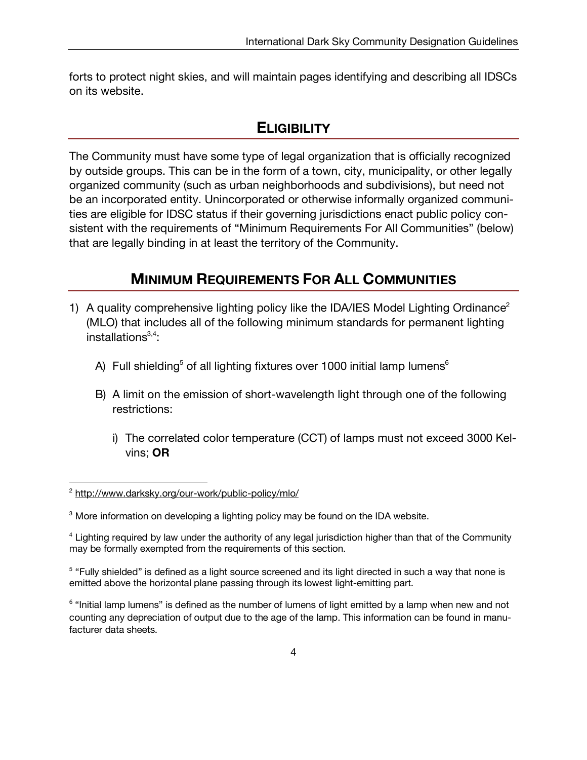forts to protect night skies, and will maintain pages identifying and describing all IDSCs on its website.

## ELIGIBILITY

The Community must have some type of legal organization that is officially recognized by outside groups. This can be in the form of a town, city, municipality, or other legally organized community (such as urban neighborhoods and subdivisions), but need not be an incorporated entity. Unincorporated or otherwise informally organized communities are eligible for IDSC status if their governing jurisdictions enact public policy consistent with the requirements of "Minimum Requirements For All Communities" (below) that are legally binding in at least the territory of the Community.

## MINIMUM REQUIREMENTS FOR ALL COMMUNITIES

1) A quality comprehensive lighting policy like the IDA/IES Model Lighting Ordinance[2] (MLO) that includes all of the following minimum standards for permanent lighting installations[3,4]:

   A) Full shielding[5] of all lighting fixtures over 1000 initial lamp lumens[6]

   B) A limit on the emission of short-wavelength light through one of the following restrictions:

      i) The correlated color temperature (CCT) of lamps must not exceed 3000 Kelvins; **OR**

---

[2] http://www.darksky.org/our-work/public-policy/mlo/

[3] More information on developing a lighting policy may be found on the IDA website.

[4] Lighting required by law under the authority of any legal jurisdiction higher than that of the Community may be formally exempted from the requirements of this section.

[5] "Fully shielded" is defined as a light source screened and its light directed in such a way that none is emitted above the horizontal plane passing through its lowest light-emitting part.

[6] "Initial lamp lumens" is defined as the number of lumens of light emitted by a lamp when new and not counting any depreciation of output due to the age of the lamp. This information can be found in manufacturer data sheets.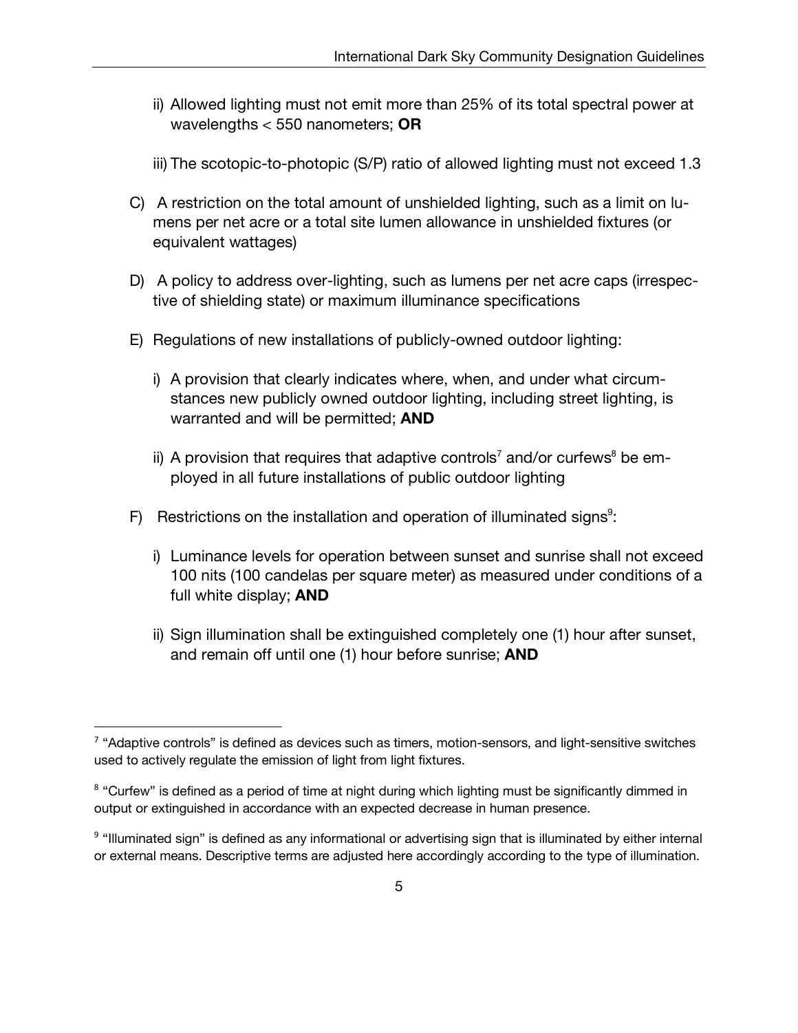ii) Allowed lighting must not emit more than 25% of its total spectral power at wavelengths < 550 nanometers; **OR**

iii) The scotopic-to-photopic (S/P) ratio of allowed lighting must not exceed 1.3

C) A restriction on the total amount of unshielded lighting, such as a limit on lumens per net acre or a total site lumen allowance in unshielded fixtures (or equivalent wattages)

D) A policy to address over-lighting, such as lumens per net acre caps (irrespective of shielding state) or maximum illuminance specifications

E) Regulations of new installations of publicly-owned outdoor lighting:

i) A provision that clearly indicates where, when, and under what circumstances new publicly owned outdoor lighting, including street lighting, is warranted and will be permitted; **AND**

ii) A provision that requires that adaptive controls[7] and/or curfews[8] be employed in all future installations of public outdoor lighting

F) Restrictions on the installation and operation of illuminated signs[9]:

i) Luminance levels for operation between sunset and sunrise shall not exceed 100 nits (100 candelas per square meter) as measured under conditions of a full white display; **AND**

ii) Sign illumination shall be extinguished completely one (1) hour after sunset, and remain off until one (1) hour before sunrise; **AND**

---

[7] "Adaptive controls" is defined as devices such as timers, motion-sensors, and light-sensitive switches used to actively regulate the emission of light from light fixtures.

[8] "Curfew" is defined as a period of time at night during which lighting must be significantly dimmed in output or extinguished in accordance with an expected decrease in human presence.

[9] "Illuminated sign" is defined as any informational or advertising sign that is illuminated by either internal or external means. Descriptive terms are adjusted here accordingly according to the type of illumination.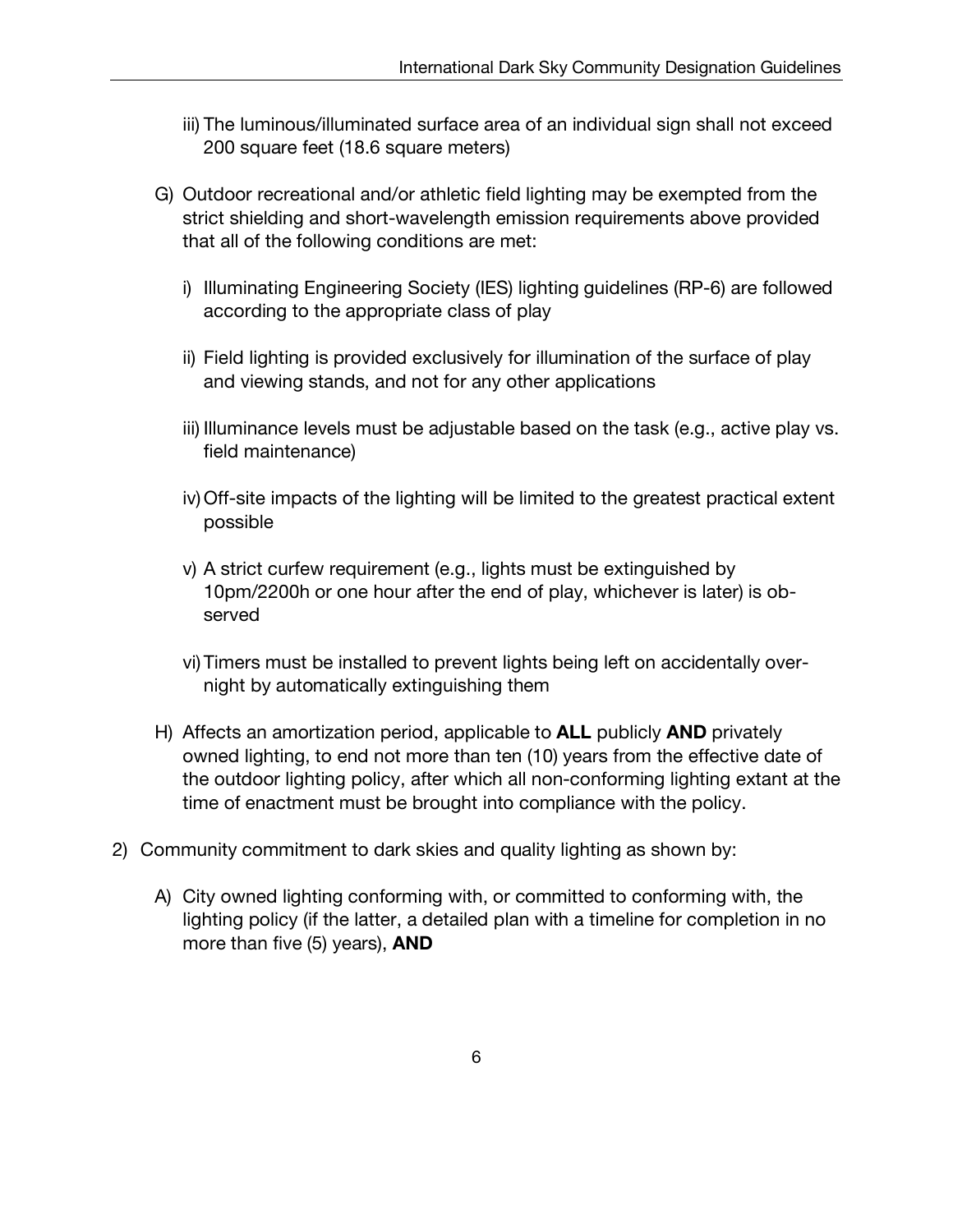iii) The luminous/illuminated surface area of an individual sign shall not exceed 200 square feet (18.6 square meters)

- G) Outdoor recreational and/or athletic field lighting may be exempted from the strict shielding and short-wavelength emission requirements above provided that all of the following conditions are met:

  - i) Illuminating Engineering Society (IES) lighting guidelines (RP-6) are followed according to the appropriate class of play

  - ii) Field lighting is provided exclusively for illumination of the surface of play and viewing stands, and not for any other applications

  - iii) Illuminance levels must be adjustable based on the task (e.g., active play vs. field maintenance)

  - iv) Off-site impacts of the lighting will be limited to the greatest practical extent possible

  - v) A strict curfew requirement (e.g., lights must be extinguished by 10pm/2200h or one hour after the end of play, whichever is later) is observed

  - vi) Timers must be installed to prevent lights being left on accidentally overnight by automatically extinguishing them

- H) Affects an amortization period, applicable to **ALL** publicly **AND** privately owned lighting, to end not more than ten (10) years from the effective date of the outdoor lighting policy, after which all non-conforming lighting extant at the time of enactment must be brought into compliance with the policy.

2) Community commitment to dark skies and quality lighting as shown by:

   - A) City owned lighting conforming with, or committed to conforming with, the lighting policy (if the latter, a detailed plan with a timeline for completion in no more than five (5) years), **AND**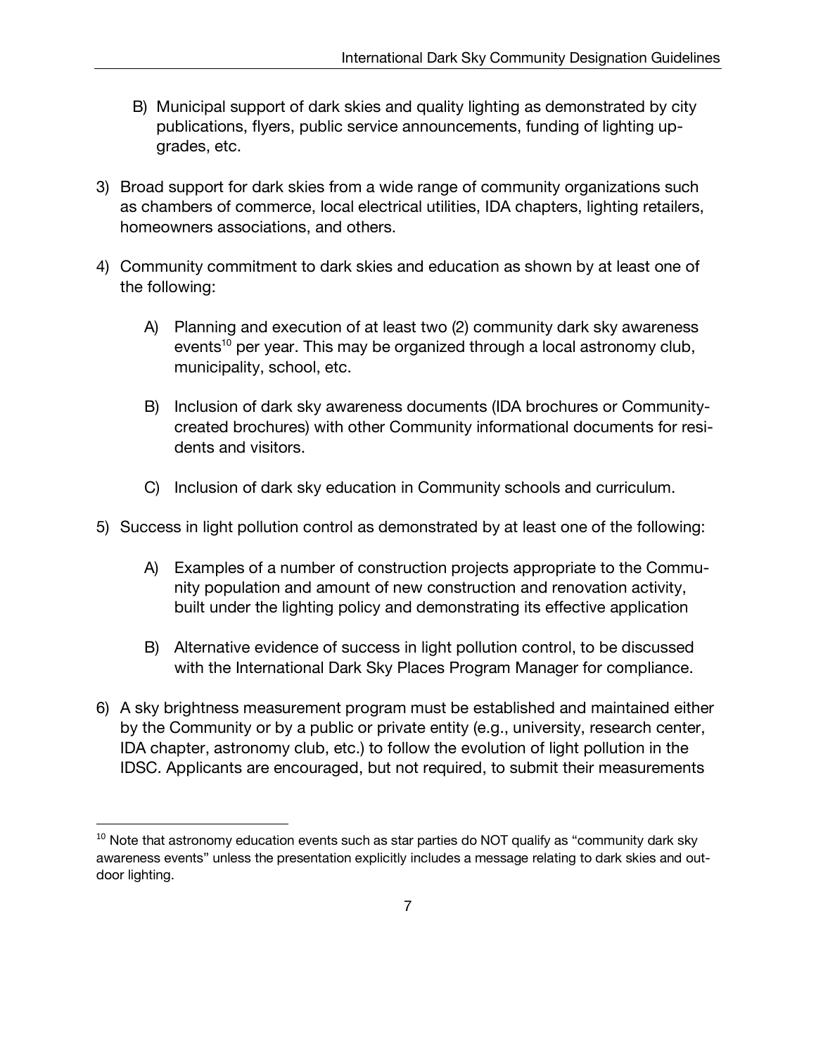B) Municipal support of dark skies and quality lighting as demonstrated by city publications, flyers, public service announcements, funding of lighting upgrades, etc.

3) Broad support for dark skies from a wide range of community organizations such as chambers of commerce, local electrical utilities, IDA chapters, lighting retailers, homeowners associations, and others.

4) Community commitment to dark skies and education as shown by at least one of the following:

   A) Planning and execution of at least two (2) community dark sky awareness events[10] per year. This may be organized through a local astronomy club, municipality, school, etc.

   B) Inclusion of dark sky awareness documents (IDA brochures or Community-created brochures) with other Community informational documents for residents and visitors.

   C) Inclusion of dark sky education in Community schools and curriculum.

5) Success in light pollution control as demonstrated by at least one of the following:

   A) Examples of a number of construction projects appropriate to the Community population and amount of new construction and renovation activity, built under the lighting policy and demonstrating its effective application

   B) Alternative evidence of success in light pollution control, to be discussed with the International Dark Sky Places Program Manager for compliance.

6) A sky brightness measurement program must be established and maintained either by the Community or by a public or private entity (e.g., university, research center, IDA chapter, astronomy club, etc.) to follow the evolution of light pollution in the IDSC. Applicants are encouraged, but not required, to submit their measurements

---

[10] Note that astronomy education events such as star parties do NOT qualify as "community dark sky awareness events" unless the presentation explicitly includes a message relating to dark skies and outdoor lighting.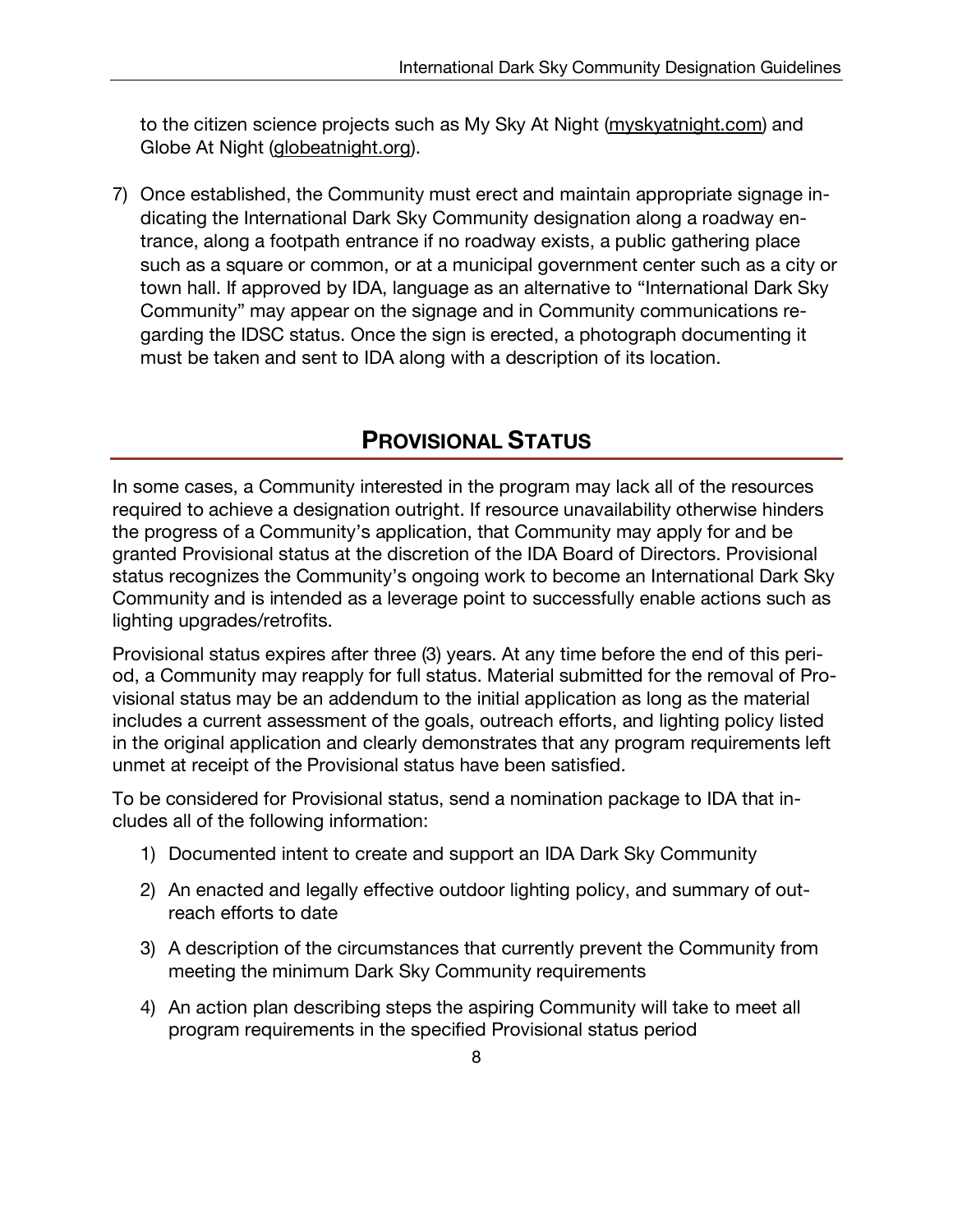to the citizen science projects such as My Sky At Night (myskyatnight.com) and Globe At Night (globeatnight.org).

7) Once established, the Community must erect and maintain appropriate signage indicating the International Dark Sky Community designation along a roadway entrance, along a footpath entrance if no roadway exists, a public gathering place such as a square or common, or at a municipal government center such as a city or town hall. If approved by IDA, language as an alternative to "International Dark Sky Community" may appear on the signage and in Community communications regarding the IDSC status. Once the sign is erected, a photograph documenting it must be taken and sent to IDA along with a description of its location.

## PROVISIONAL STATUS

In some cases, a Community interested in the program may lack all of the resources required to achieve a designation outright. If resource unavailability otherwise hinders the progress of a Community's application, that Community may apply for and be granted Provisional status at the discretion of the IDA Board of Directors. Provisional status recognizes the Community's ongoing work to become an International Dark Sky Community and is intended as a leverage point to successfully enable actions such as lighting upgrades/retrofits.

Provisional status expires after three (3) years. At any time before the end of this period, a Community may reapply for full status. Material submitted for the removal of Provisional status may be an addendum to the initial application as long as the material includes a current assessment of the goals, outreach efforts, and lighting policy listed in the original application and clearly demonstrates that any program requirements left unmet at receipt of the Provisional status have been satisfied.

To be considered for Provisional status, send a nomination package to IDA that includes all of the following information:

1) Documented intent to create and support an IDA Dark Sky Community
2) An enacted and legally effective outdoor lighting policy, and summary of outreach efforts to date
3) A description of the circumstances that currently prevent the Community from meeting the minimum Dark Sky Community requirements
4) An action plan describing steps the aspiring Community will take to meet all program requirements in the specified Provisional status period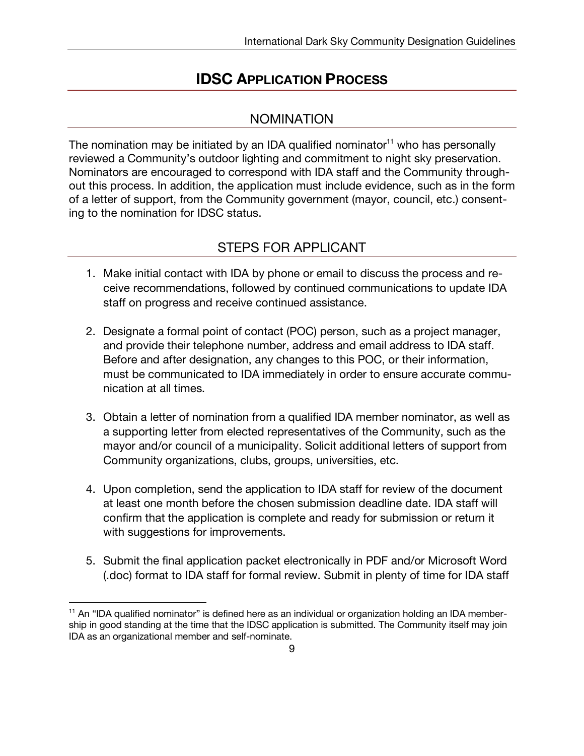# IDSC APPLICATION PROCESS

## NOMINATION

The nomination may be initiated by an IDA qualified nominator[11] who has personally reviewed a Community's outdoor lighting and commitment to night sky preservation. Nominators are encouraged to correspond with IDA staff and the Community throughout this process. In addition, the application must include evidence, such as in the form of a letter of support, from the Community government (mayor, council, etc.) consenting to the nomination for IDSC status.

## STEPS FOR APPLICANT

1. Make initial contact with IDA by phone or email to discuss the process and receive recommendations, followed by continued communications to update IDA staff on progress and receive continued assistance.

2. Designate a formal point of contact (POC) person, such as a project manager, and provide their telephone number, address and email address to IDA staff. Before and after designation, any changes to this POC, or their information, must be communicated to IDA immediately in order to ensure accurate communication at all times.

3. Obtain a letter of nomination from a qualified IDA member nominator, as well as a supporting letter from elected representatives of the Community, such as the mayor and/or council of a municipality. Solicit additional letters of support from Community organizations, clubs, groups, universities, etc.

4. Upon completion, send the application to IDA staff for review of the document at least one month before the chosen submission deadline date. IDA staff will confirm that the application is complete and ready for submission or return it with suggestions for improvements.

5. Submit the final application packet electronically in PDF and/or Microsoft Word (.doc) format to IDA staff for formal review. Submit in plenty of time for IDA staff

[11] An "IDA qualified nominator" is defined here as an individual or organization holding an IDA membership in good standing at the time that the IDSC application is submitted. The Community itself may join IDA as an organizational member and self-nominate.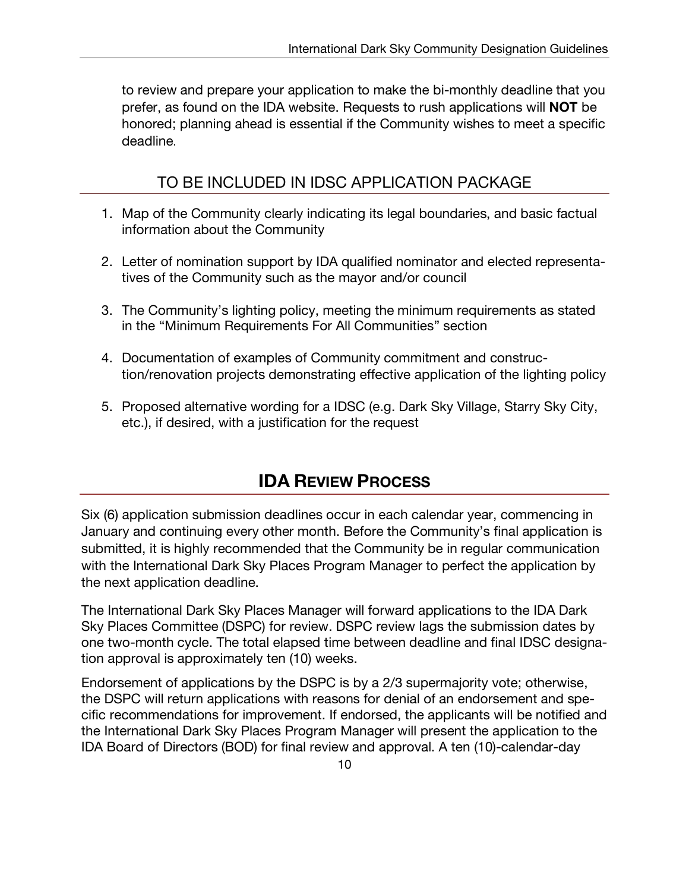to review and prepare your application to make the bi-monthly deadline that you prefer, as found on the IDA website. Requests to rush applications will **NOT** be honored; planning ahead is essential if the Community wishes to meet a specific deadline.

## TO BE INCLUDED IN IDSC APPLICATION PACKAGE

1. Map of the Community clearly indicating its legal boundaries, and basic factual information about the Community
2. Letter of nomination support by IDA qualified nominator and elected representatives of the Community such as the mayor and/or council
3. The Community's lighting policy, meeting the minimum requirements as stated in the "Minimum Requirements For All Communities" section
4. Documentation of examples of Community commitment and construction/renovation projects demonstrating effective application of the lighting policy
5. Proposed alternative wording for a IDSC (e.g. Dark Sky Village, Starry Sky City, etc.), if desired, with a justification for the request

# IDA REVIEW PROCESS

Six (6) application submission deadlines occur in each calendar year, commencing in January and continuing every other month. Before the Community's final application is submitted, it is highly recommended that the Community be in regular communication with the International Dark Sky Places Program Manager to perfect the application by the next application deadline.

The International Dark Sky Places Manager will forward applications to the IDA Dark Sky Places Committee (DSPC) for review. DSPC review lags the submission dates by one two-month cycle. The total elapsed time between deadline and final IDSC designation approval is approximately ten (10) weeks.

Endorsement of applications by the DSPC is by a 2/3 supermajority vote; otherwise, the DSPC will return applications with reasons for denial of an endorsement and specific recommendations for improvement. If endorsed, the applicants will be notified and the International Dark Sky Places Program Manager will present the application to the IDA Board of Directors (BOD) for final review and approval. A ten (10)-calendar-day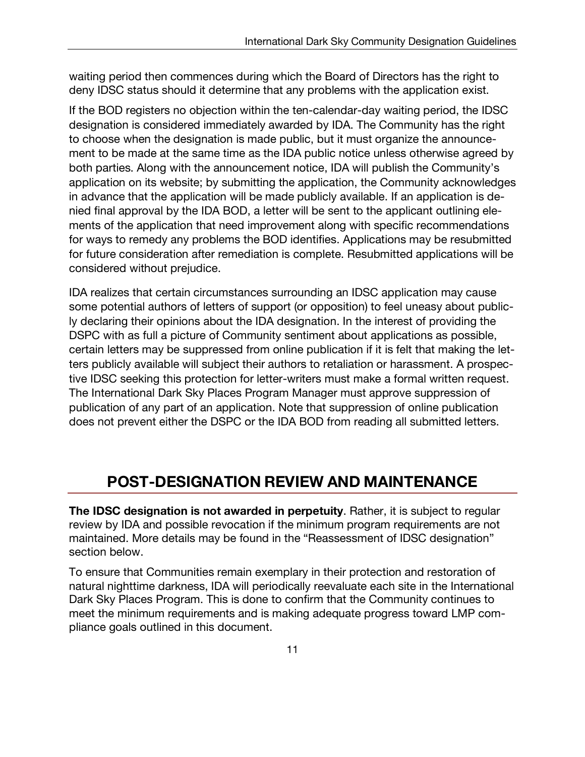waiting period then commences during which the Board of Directors has the right to deny IDSC status should it determine that any problems with the application exist.

If the BOD registers no objection within the ten-calendar-day waiting period, the IDSC designation is considered immediately awarded by IDA. The Community has the right to choose when the designation is made public, but it must organize the announcement to be made at the same time as the IDA public notice unless otherwise agreed by both parties. Along with the announcement notice, IDA will publish the Community's application on its website; by submitting the application, the Community acknowledges in advance that the application will be made publicly available. If an application is denied final approval by the IDA BOD, a letter will be sent to the applicant outlining elements of the application that need improvement along with specific recommendations for ways to remedy any problems the BOD identifies. Applications may be resubmitted for future consideration after remediation is complete. Resubmitted applications will be considered without prejudice.

IDA realizes that certain circumstances surrounding an IDSC application may cause some potential authors of letters of support (or opposition) to feel uneasy about publicly declaring their opinions about the IDA designation. In the interest of providing the DSPC with as full a picture of Community sentiment about applications as possible, certain letters may be suppressed from online publication if it is felt that making the letters publicly available will subject their authors to retaliation or harassment. A prospective IDSC seeking this protection for letter-writers must make a formal written request. The International Dark Sky Places Program Manager must approve suppression of publication of any part of an application. Note that suppression of online publication does not prevent either the DSPC or the IDA BOD from reading all submitted letters.

## POST-DESIGNATION REVIEW AND MAINTENANCE

**The IDSC designation is not awarded in perpetuity**. Rather, it is subject to regular review by IDA and possible revocation if the minimum program requirements are not maintained. More details may be found in the "Reassessment of IDSC designation" section below.

To ensure that Communities remain exemplary in their protection and restoration of natural nighttime darkness, IDA will periodically reevaluate each site in the International Dark Sky Places Program. This is done to confirm that the Community continues to meet the minimum requirements and is making adequate progress toward LMP compliance goals outlined in this document.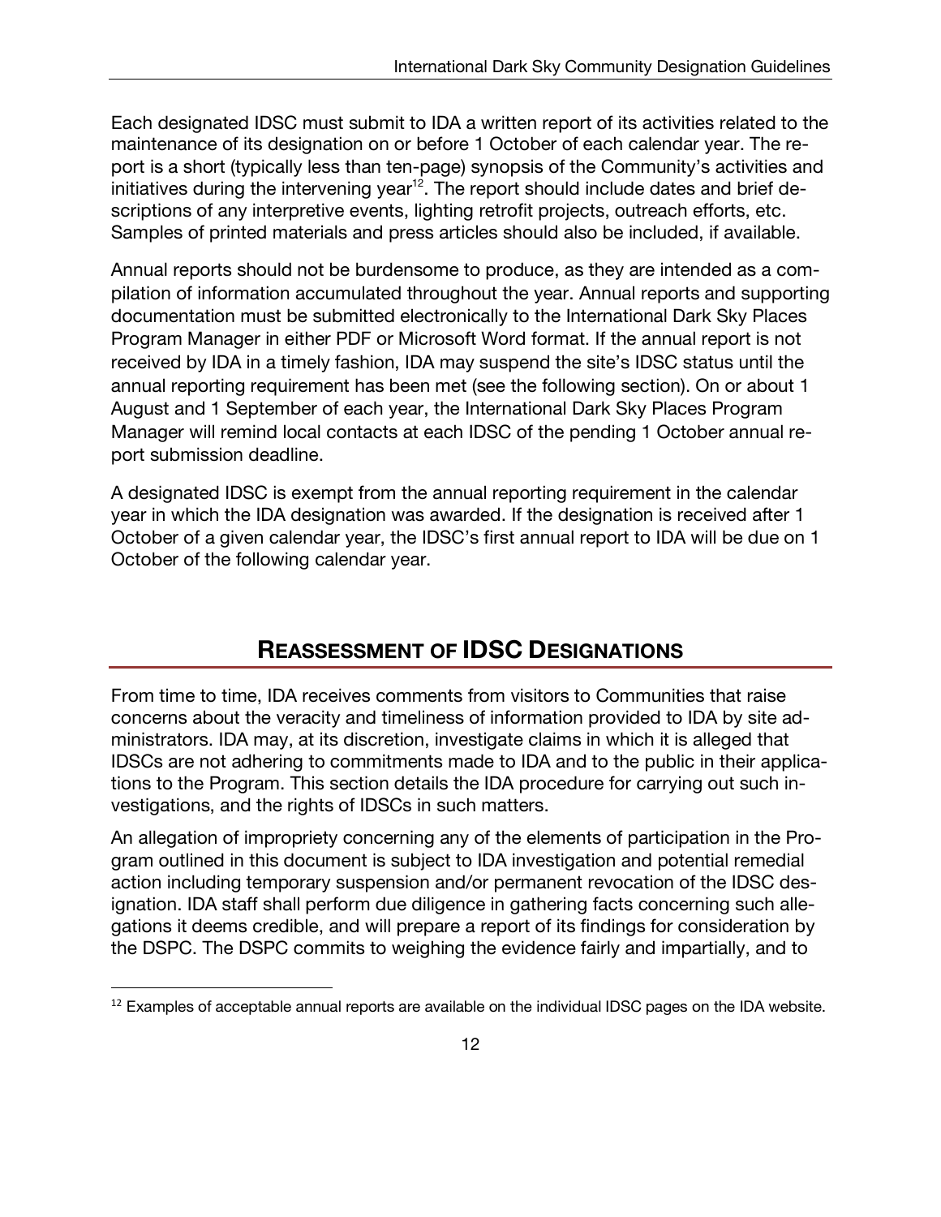Each designated IDSC must submit to IDA a written report of its activities related to the maintenance of its designation on or before 1 October of each calendar year. The report is a short (typically less than ten-page) synopsis of the Community's activities and initiatives during the intervening year[12]. The report should include dates and brief descriptions of any interpretive events, lighting retrofit projects, outreach efforts, etc. Samples of printed materials and press articles should also be included, if available.

Annual reports should not be burdensome to produce, as they are intended as a compilation of information accumulated throughout the year. Annual reports and supporting documentation must be submitted electronically to the International Dark Sky Places Program Manager in either PDF or Microsoft Word format. If the annual report is not received by IDA in a timely fashion, IDA may suspend the site's IDSC status until the annual reporting requirement has been met (see the following section). On or about 1 August and 1 September of each year, the International Dark Sky Places Program Manager will remind local contacts at each IDSC of the pending 1 October annual report submission deadline.

A designated IDSC is exempt from the annual reporting requirement in the calendar year in which the IDA designation was awarded. If the designation is received after 1 October of a given calendar year, the IDSC's first annual report to IDA will be due on 1 October of the following calendar year.

## REASSESSMENT OF IDSC DESIGNATIONS

From time to time, IDA receives comments from visitors to Communities that raise concerns about the veracity and timeliness of information provided to IDA by site administrators. IDA may, at its discretion, investigate claims in which it is alleged that IDSCs are not adhering to commitments made to IDA and to the public in their applications to the Program. This section details the IDA procedure for carrying out such investigations, and the rights of IDSCs in such matters.

An allegation of impropriety concerning any of the elements of participation in the Program outlined in this document is subject to IDA investigation and potential remedial action including temporary suspension and/or permanent revocation of the IDSC designation. IDA staff shall perform due diligence in gathering facts concerning such allegations it deems credible, and will prepare a report of its findings for consideration by the DSPC. The DSPC commits to weighing the evidence fairly and impartially, and to

[12] Examples of acceptable annual reports are available on the individual IDSC pages on the IDA website.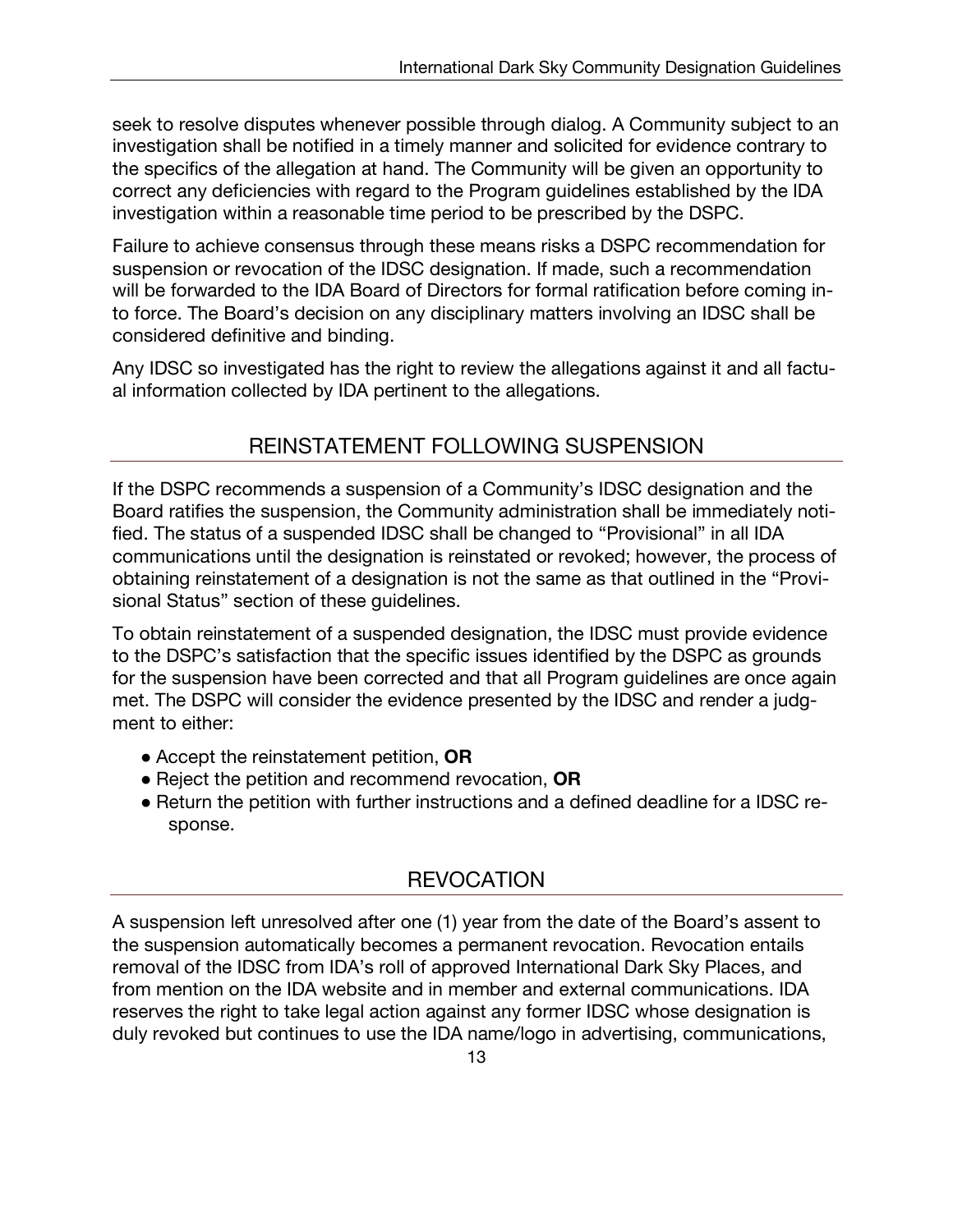seek to resolve disputes whenever possible through dialog. A Community subject to an investigation shall be notified in a timely manner and solicited for evidence contrary to the specifics of the allegation at hand. The Community will be given an opportunity to correct any deficiencies with regard to the Program guidelines established by the IDA investigation within a reasonable time period to be prescribed by the DSPC.

Failure to achieve consensus through these means risks a DSPC recommendation for suspension or revocation of the IDSC designation. If made, such a recommendation will be forwarded to the IDA Board of Directors for formal ratification before coming into force. The Board's decision on any disciplinary matters involving an IDSC shall be considered definitive and binding.

Any IDSC so investigated has the right to review the allegations against it and all factual information collected by IDA pertinent to the allegations.

## REINSTATEMENT FOLLOWING SUSPENSION

If the DSPC recommends a suspension of a Community's IDSC designation and the Board ratifies the suspension, the Community administration shall be immediately notified. The status of a suspended IDSC shall be changed to "Provisional" in all IDA communications until the designation is reinstated or revoked; however, the process of obtaining reinstatement of a designation is not the same as that outlined in the "Provisional Status" section of these guidelines.

To obtain reinstatement of a suspended designation, the IDSC must provide evidence to the DSPC's satisfaction that the specific issues identified by the DSPC as grounds for the suspension have been corrected and that all Program guidelines are once again met. The DSPC will consider the evidence presented by the IDSC and render a judgment to either:

- Accept the reinstatement petition, **OR**
- Reject the petition and recommend revocation, **OR**
- Return the petition with further instructions and a defined deadline for a IDSC response.

## REVOCATION

A suspension left unresolved after one (1) year from the date of the Board's assent to the suspension automatically becomes a permanent revocation. Revocation entails removal of the IDSC from IDA's roll of approved International Dark Sky Places, and from mention on the IDA website and in member and external communications. IDA reserves the right to take legal action against any former IDSC whose designation is duly revoked but continues to use the IDA name/logo in advertising, communications,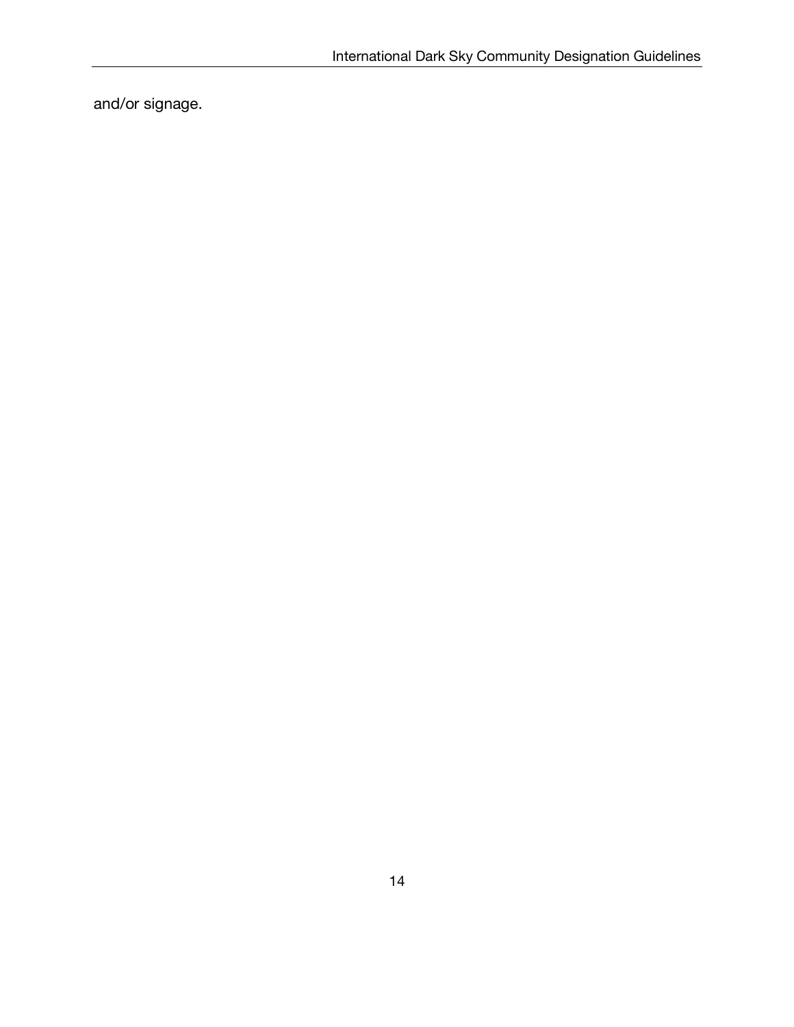and/or signage.